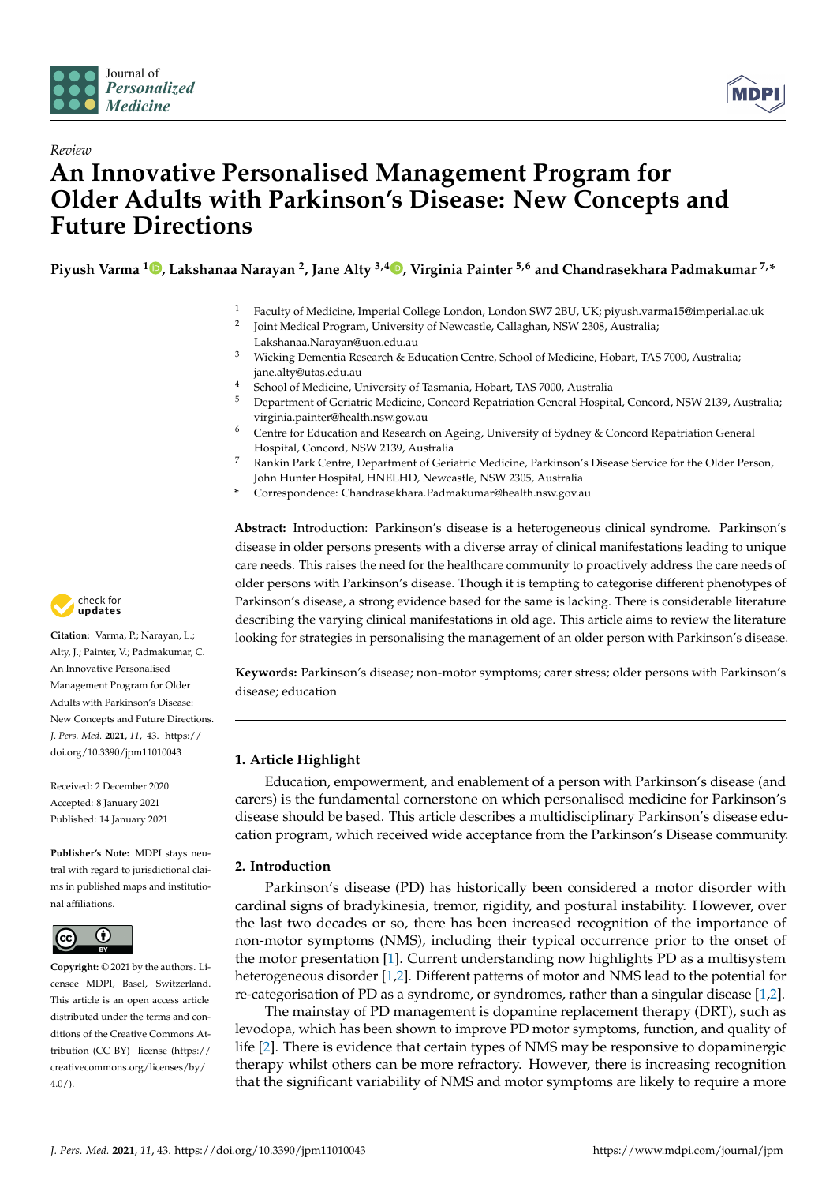*Review*

# An Innovative Personalised Management Program for Older Adults with Parkinson's Disease: New Concepts and Future Directions

**Piyush Varma [1], Lakshanaa Narayan [2], Jane Alty [3,4], Virginia Painter [5,6] and Chandrasekhara Padmakumar [7,*]**

1 Faculty of Medicine, Imperial College London, London SW7 2BU, UK; piyush.varma15@imperial.ac.uk
2 Joint Medical Program, University of Newcastle, Callaghan, NSW 2308, Australia; Lakshanaa.Narayan@uon.edu.au
3 Wicking Dementia Research & Education Centre, School of Medicine, Hobart, TAS 7000, Australia; jane.alty@utas.edu.au
4 School of Medicine, University of Tasmania, Hobart, TAS 7000, Australia
5 Department of Geriatric Medicine, Concord Repatriation General Hospital, Concord, NSW 2139, Australia; virginia.painter@health.nsw.gov.au
6 Centre for Education and Research on Ageing, University of Sydney & Concord Repatriation General Hospital, Concord, NSW 2139, Australia
7 Rankin Park Centre, Department of Geriatric Medicine, Parkinson's Disease Service for the Older Person, John Hunter Hospital, HNELHD, Newcastle, NSW 2305, Australia
* Correspondence: Chandrasekhara.Padmakumar@health.nsw.gov.au

**Citation:** Varma, P.; Narayan, L.; Alty, J.; Painter, V.; Padmakumar, C. An Innovative Personalised Management Program for Older Adults with Parkinson's Disease: New Concepts and Future Directions. *J. Pers. Med.* **2021**, *11*, 43. https://doi.org/10.3390/jpm11010043

Received: 2 December 2020
Accepted: 8 January 2021
Published: 14 January 2021

**Publisher's Note:** MDPI stays neutral with regard to jurisdictional claims in published maps and institutional affiliations.

**Copyright:** © 2021 by the authors. Licensee MDPI, Basel, Switzerland. This article is an open access article distributed under the terms and conditions of the Creative Commons Attribution (CC BY) license (https://creativecommons.org/licenses/by/4.0/).

**Abstract:** Introduction: Parkinson's disease is a heterogeneous clinical syndrome. Parkinson's disease in older persons presents with a diverse array of clinical manifestations leading to unique care needs. This raises the need for the healthcare community to proactively address the care needs of older persons with Parkinson's disease. Though it is tempting to categorise different phenotypes of Parkinson's disease, a strong evidence based for the same is lacking. There is considerable literature describing the varying clinical manifestations in old age. This article aims to review the literature looking for strategies in personalising the management of an older person with Parkinson's disease.

**Keywords:** Parkinson's disease; non-motor symptoms; carer stress; older persons with Parkinson's disease; education

## 1. Article Highlight

Education, empowerment, and enablement of a person with Parkinson's disease (and carers) is the fundamental cornerstone on which personalised medicine for Parkinson's disease should be based. This article describes a multidisciplinary Parkinson's disease education program, which received wide acceptance from the Parkinson's Disease community.

## 2. Introduction

Parkinson's disease (PD) has historically been considered a motor disorder with cardinal signs of bradykinesia, tremor, rigidity, and postural instability. However, over the last two decades or so, there has been increased recognition of the importance of non-motor symptoms (NMS), including their typical occurrence prior to the onset of the motor presentation [1]. Current understanding now highlights PD as a multisystem heterogeneous disorder [1,2]. Different patterns of motor and NMS lead to the potential for re-categorisation of PD as a syndrome, or syndromes, rather than a singular disease [1,2].

The mainstay of PD management is dopamine replacement therapy (DRT), such as levodopa, which has been shown to improve PD motor symptoms, function, and quality of life [2]. There is evidence that certain types of NMS may be responsive to dopaminergic therapy whilst others can be more refractory. However, there is increasing recognition that the significant variability of NMS and motor symptoms are likely to require a more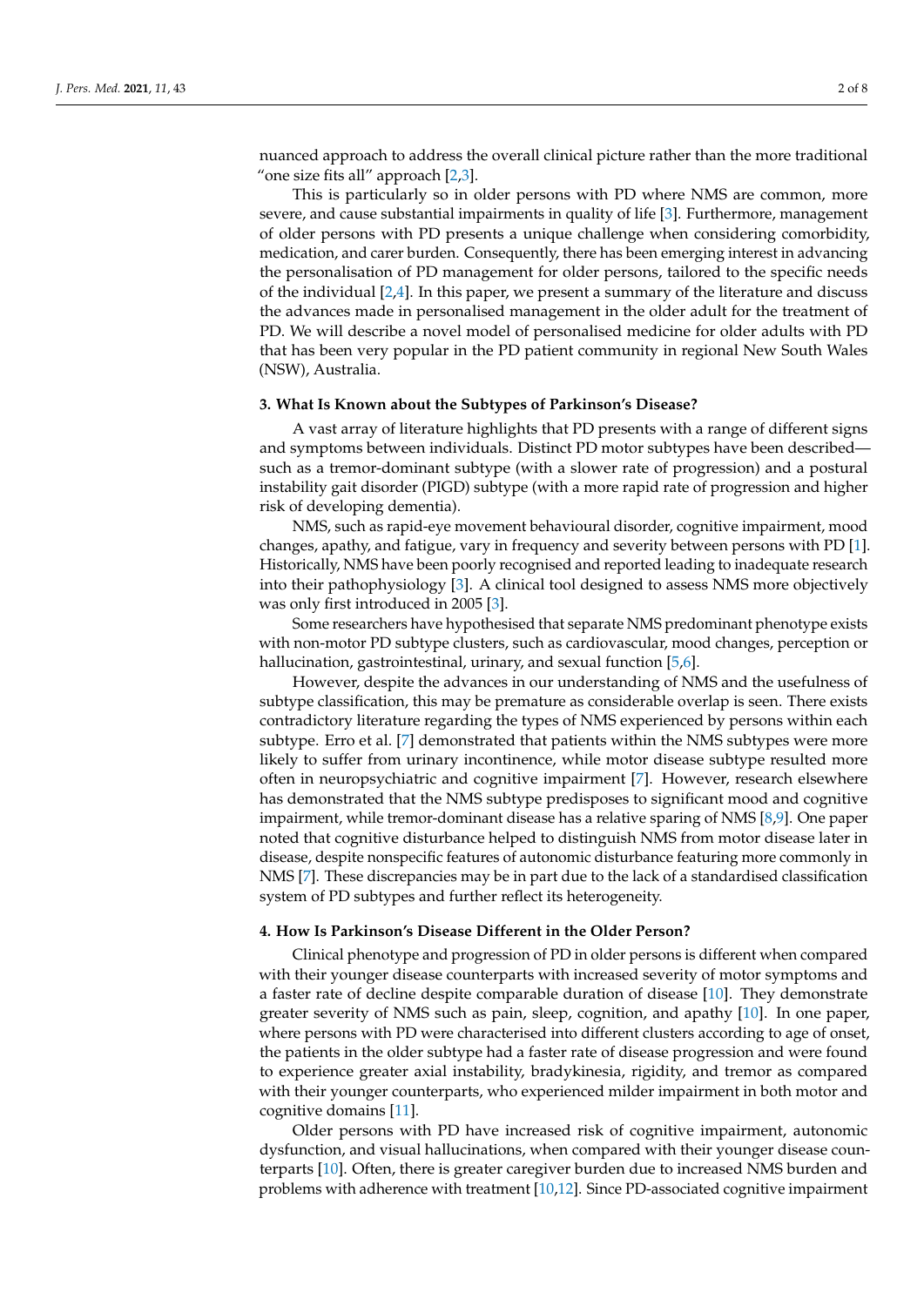nuanced approach to address the overall clinical picture rather than the more traditional "one size fits all" approach [2,3].

This is particularly so in older persons with PD where NMS are common, more severe, and cause substantial impairments in quality of life [3]. Furthermore, management of older persons with PD presents a unique challenge when considering comorbidity, medication, and carer burden. Consequently, there has been emerging interest in advancing the personalisation of PD management for older persons, tailored to the specific needs of the individual [2,4]. In this paper, we present a summary of the literature and discuss the advances made in personalised management in the older adult for the treatment of PD. We will describe a novel model of personalised medicine for older adults with PD that has been very popular in the PD patient community in regional New South Wales (NSW), Australia.

## 3. What Is Known about the Subtypes of Parkinson's Disease?

A vast array of literature highlights that PD presents with a range of different signs and symptoms between individuals. Distinct PD motor subtypes have been described—such as a tremor-dominant subtype (with a slower rate of progression) and a postural instability gait disorder (PIGD) subtype (with a more rapid rate of progression and higher risk of developing dementia).

NMS, such as rapid-eye movement behavioural disorder, cognitive impairment, mood changes, apathy, and fatigue, vary in frequency and severity between persons with PD [1]. Historically, NMS have been poorly recognised and reported leading to inadequate research into their pathophysiology [3]. A clinical tool designed to assess NMS more objectively was only first introduced in 2005 [3].

Some researchers have hypothesised that separate NMS predominant phenotype exists with non-motor PD subtype clusters, such as cardiovascular, mood changes, perception or hallucination, gastrointestinal, urinary, and sexual function [5,6].

However, despite the advances in our understanding of NMS and the usefulness of subtype classification, this may be premature as considerable overlap is seen. There exists contradictory literature regarding the types of NMS experienced by persons within each subtype. Erro et al. [7] demonstrated that patients within the NMS subtypes were more likely to suffer from urinary incontinence, while motor disease subtype resulted more often in neuropsychiatric and cognitive impairment [7]. However, research elsewhere has demonstrated that the NMS subtype predisposes to significant mood and cognitive impairment, while tremor-dominant disease has a relative sparing of NMS [8,9]. One paper noted that cognitive disturbance helped to distinguish NMS from motor disease later in disease, despite nonspecific features of autonomic disturbance featuring more commonly in NMS [7]. These discrepancies may be in part due to the lack of a standardised classification system of PD subtypes and further reflect its heterogeneity.

## 4. How Is Parkinson's Disease Different in the Older Person?

Clinical phenotype and progression of PD in older persons is different when compared with their younger disease counterparts with increased severity of motor symptoms and a faster rate of decline despite comparable duration of disease [10]. They demonstrate greater severity of NMS such as pain, sleep, cognition, and apathy [10]. In one paper, where persons with PD were characterised into different clusters according to age of onset, the patients in the older subtype had a faster rate of disease progression and were found to experience greater axial instability, bradykinesia, rigidity, and tremor as compared with their younger counterparts, who experienced milder impairment in both motor and cognitive domains [11].

Older persons with PD have increased risk of cognitive impairment, autonomic dysfunction, and visual hallucinations, when compared with their younger disease counterparts [10]. Often, there is greater caregiver burden due to increased NMS burden and problems with adherence with treatment [10,12]. Since PD-associated cognitive impairment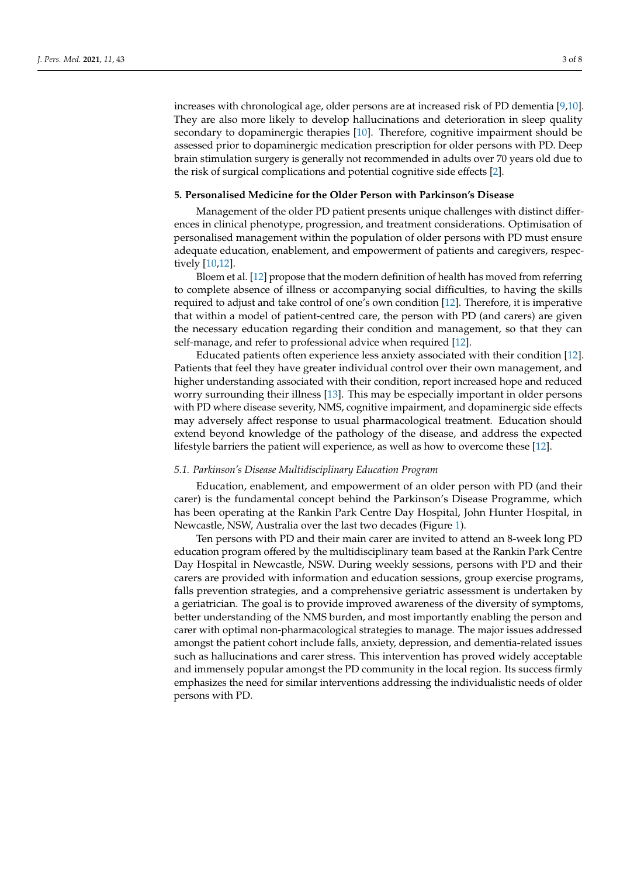increases with chronological age, older persons are at increased risk of PD dementia [9,10]. They are also more likely to develop hallucinations and deterioration in sleep quality secondary to dopaminergic therapies [10]. Therefore, cognitive impairment should be assessed prior to dopaminergic medication prescription for older persons with PD. Deep brain stimulation surgery is generally not recommended in adults over 70 years old due to the risk of surgical complications and potential cognitive side effects [2].

## 5. Personalised Medicine for the Older Person with Parkinson's Disease

Management of the older PD patient presents unique challenges with distinct differences in clinical phenotype, progression, and treatment considerations. Optimisation of personalised management within the population of older persons with PD must ensure adequate education, enablement, and empowerment of patients and caregivers, respectively [10,12].

Bloem et al. [12] propose that the modern definition of health has moved from referring to complete absence of illness or accompanying social difficulties, to having the skills required to adjust and take control of one's own condition [12]. Therefore, it is imperative that within a model of patient-centred care, the person with PD (and carers) are given the necessary education regarding their condition and management, so that they can self-manage, and refer to professional advice when required [12].

Educated patients often experience less anxiety associated with their condition [12]. Patients that feel they have greater individual control over their own management, and higher understanding associated with their condition, report increased hope and reduced worry surrounding their illness [13]. This may be especially important in older persons with PD where disease severity, NMS, cognitive impairment, and dopaminergic side effects may adversely affect response to usual pharmacological treatment. Education should extend beyond knowledge of the pathology of the disease, and address the expected lifestyle barriers the patient will experience, as well as how to overcome these [12].

### *5.1. Parkinson's Disease Multidisciplinary Education Program*

Education, enablement, and empowerment of an older person with PD (and their carer) is the fundamental concept behind the Parkinson's Disease Programme, which has been operating at the Rankin Park Centre Day Hospital, John Hunter Hospital, in Newcastle, NSW, Australia over the last two decades (Figure 1).

Ten persons with PD and their main carer are invited to attend an 8-week long PD education program offered by the multidisciplinary team based at the Rankin Park Centre Day Hospital in Newcastle, NSW. During weekly sessions, persons with PD and their carers are provided with information and education sessions, group exercise programs, falls prevention strategies, and a comprehensive geriatric assessment is undertaken by a geriatrician. The goal is to provide improved awareness of the diversity of symptoms, better understanding of the NMS burden, and most importantly enabling the person and carer with optimal non-pharmacological strategies to manage. The major issues addressed amongst the patient cohort include falls, anxiety, depression, and dementia-related issues such as hallucinations and carer stress. This intervention has proved widely acceptable and immensely popular amongst the PD community in the local region. Its success firmly emphasizes the need for similar interventions addressing the individualistic needs of older persons with PD.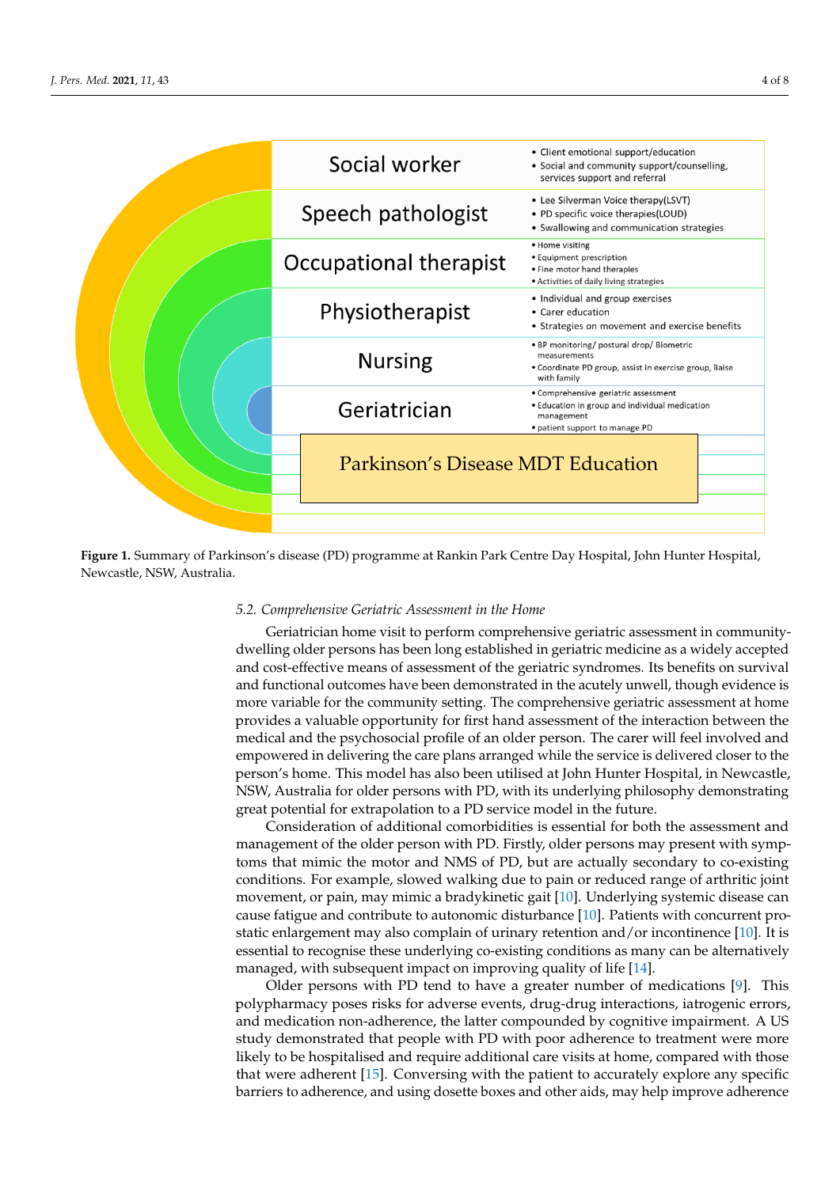| Role | Activities |
|---|---|
| Social worker | • Client emotional support/education<br>• Social and community support/counselling, services support and referral |
| Speech pathologist | • Lee Silverman Voice therapy(LSVT)<br>• PD specific voice therapies(LOUD)<br>• Swallowing and communication strategies |
| Occupational therapist | • Home visiting<br>• Equipment prescription<br>• Fine motor hand therapies<br>• Activities of daily living strategies |
| Physiotherapist | • Individual and group exercises<br>• Carer education<br>• Strategies on movement and exercise benefits |
| Nursing | • BP monitoring/ postural drop/ Biometric measurements<br>• Coordinate PD group, assist in exercise group, liaise with family |
| Geriatrician | • Comprehensive geriatric assessment<br>• Education in group and individual medication management<br>• patient support to manage PD |

Parkinson's Disease MDT Education

**Figure 1.** Summary of Parkinson's disease (PD) programme at Rankin Park Centre Day Hospital, John Hunter Hospital, Newcastle, NSW, Australia.

### *5.2. Comprehensive Geriatric Assessment in the Home*

Geriatrician home visit to perform comprehensive geriatric assessment in community-dwelling older persons has been long established in geriatric medicine as a widely accepted and cost-effective means of assessment of the geriatric syndromes. Its benefits on survival and functional outcomes have been demonstrated in the acutely unwell, though evidence is more variable for the community setting. The comprehensive geriatric assessment at home provides a valuable opportunity for first hand assessment of the interaction between the medical and the psychosocial profile of an older person. The carer will feel involved and empowered in delivering the care plans arranged while the service is delivered closer to the person's home. This model has also been utilised at John Hunter Hospital, in Newcastle, NSW, Australia for older persons with PD, with its underlying philosophy demonstrating great potential for extrapolation to a PD service model in the future.

Consideration of additional comorbidities is essential for both the assessment and management of the older person with PD. Firstly, older persons may present with symptoms that mimic the motor and NMS of PD, but are actually secondary to co-existing conditions. For example, slowed walking due to pain or reduced range of arthritic joint movement, or pain, may mimic a bradykinetic gait [10]. Underlying systemic disease can cause fatigue and contribute to autonomic disturbance [10]. Patients with concurrent prostatic enlargement may also complain of urinary retention and/or incontinence [10]. It is essential to recognise these underlying co-existing conditions as many can be alternatively managed, with subsequent impact on improving quality of life [14].

Older persons with PD tend to have a greater number of medications [9]. This polypharmacy poses risks for adverse events, drug-drug interactions, iatrogenic errors, and medication non-adherence, the latter compounded by cognitive impairment. A US study demonstrated that people with PD with poor adherence to treatment were more likely to be hospitalised and require additional care visits at home, compared with those that were adherent [15]. Conversing with the patient to accurately explore any specific barriers to adherence, and using dosette boxes and other aids, may help improve adherence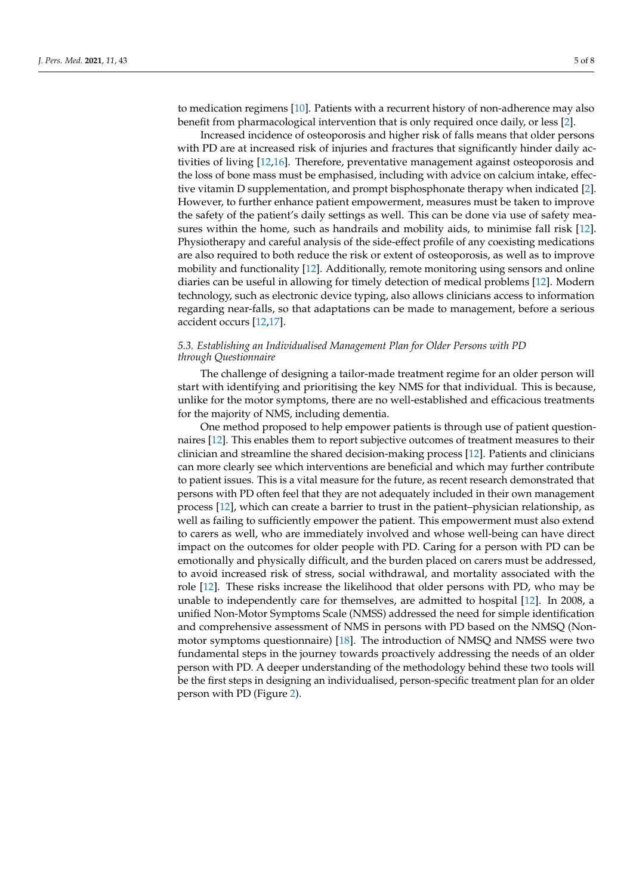to medication regimens [10]. Patients with a recurrent history of non-adherence may also benefit from pharmacological intervention that is only required once daily, or less [2].

Increased incidence of osteoporosis and higher risk of falls means that older persons with PD are at increased risk of injuries and fractures that significantly hinder daily activities of living [12,16]. Therefore, preventative management against osteoporosis and the loss of bone mass must be emphasised, including with advice on calcium intake, effective vitamin D supplementation, and prompt bisphosphonate therapy when indicated [2]. However, to further enhance patient empowerment, measures must be taken to improve the safety of the patient's daily settings as well. This can be done via use of safety measures within the home, such as handrails and mobility aids, to minimise fall risk [12]. Physiotherapy and careful analysis of the side-effect profile of any coexisting medications are also required to both reduce the risk or extent of osteoporosis, as well as to improve mobility and functionality [12]. Additionally, remote monitoring using sensors and online diaries can be useful in allowing for timely detection of medical problems [12]. Modern technology, such as electronic device typing, also allows clinicians access to information regarding near-falls, so that adaptations can be made to management, before a serious accident occurs [12,17].

### *5.3. Establishing an Individualised Management Plan for Older Persons with PD through Questionnaire*

The challenge of designing a tailor-made treatment regime for an older person will start with identifying and prioritising the key NMS for that individual. This is because, unlike for the motor symptoms, there are no well-established and efficacious treatments for the majority of NMS, including dementia.

One method proposed to help empower patients is through use of patient questionnaires [12]. This enables them to report subjective outcomes of treatment measures to their clinician and streamline the shared decision-making process [12]. Patients and clinicians can more clearly see which interventions are beneficial and which may further contribute to patient issues. This is a vital measure for the future, as recent research demonstrated that persons with PD often feel that they are not adequately included in their own management process [12], which can create a barrier to trust in the patient–physician relationship, as well as failing to sufficiently empower the patient. This empowerment must also extend to carers as well, who are immediately involved and whose well-being can have direct impact on the outcomes for older people with PD. Caring for a person with PD can be emotionally and physically difficult, and the burden placed on carers must be addressed, to avoid increased risk of stress, social withdrawal, and mortality associated with the role [12]. These risks increase the likelihood that older persons with PD, who may be unable to independently care for themselves, are admitted to hospital [12]. In 2008, a unified Non-Motor Symptoms Scale (NMSS) addressed the need for simple identification and comprehensive assessment of NMS in persons with PD based on the NMSQ (Non-motor symptoms questionnaire) [18]. The introduction of NMSQ and NMSS were two fundamental steps in the journey towards proactively addressing the needs of an older person with PD. A deeper understanding of the methodology behind these two tools will be the first steps in designing an individualised, person-specific treatment plan for an older person with PD (Figure 2).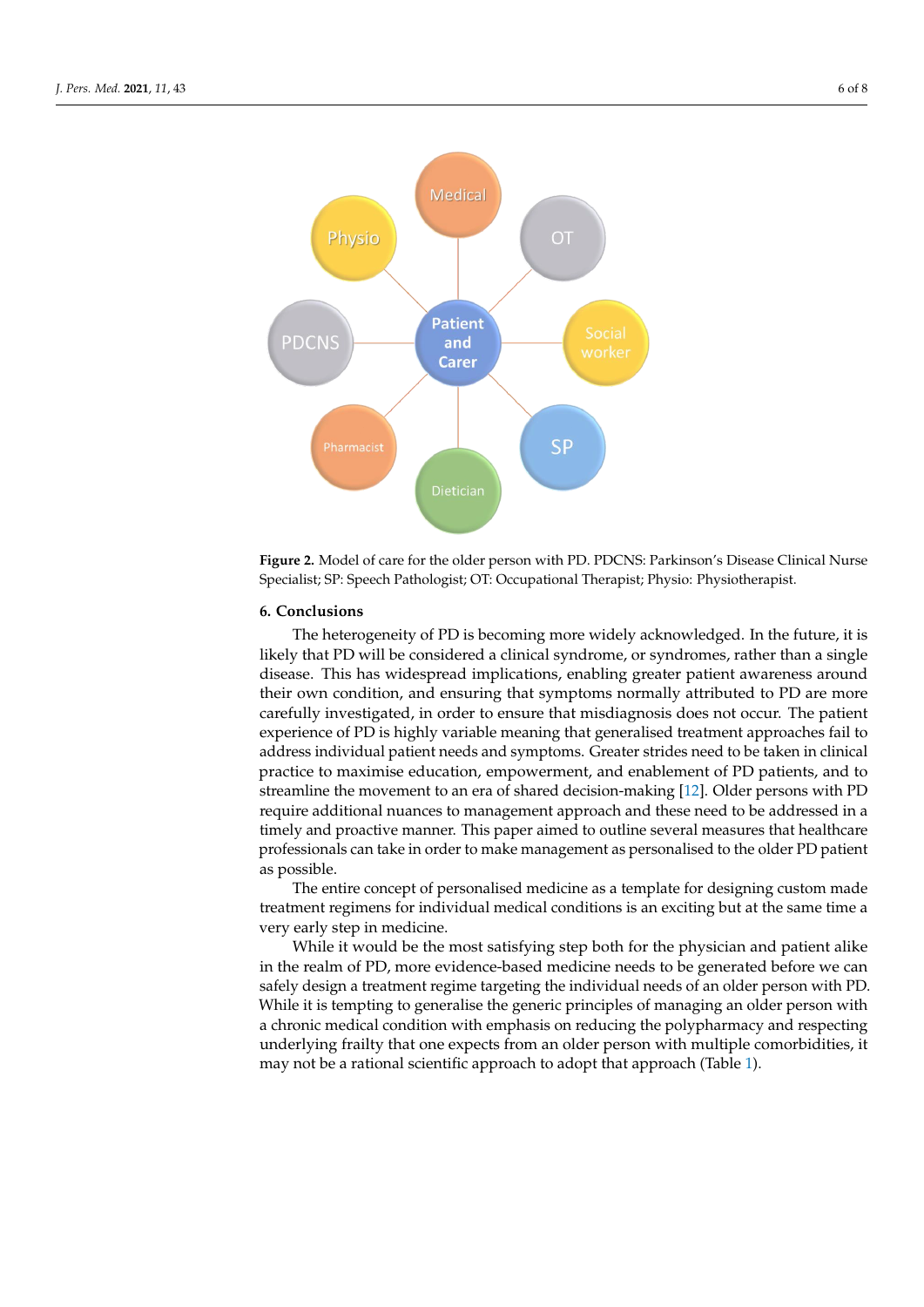**Figure 2.** Model of care for the older person with PD. PDCNS: Parkinson's Disease Clinical Nurse Specialist; SP: Speech Pathologist; OT: Occupational Therapist; Physio: Physiotherapist.

## 6. Conclusions

The heterogeneity of PD is becoming more widely acknowledged. In the future, it is likely that PD will be considered a clinical syndrome, or syndromes, rather than a single disease. This has widespread implications, enabling greater patient awareness around their own condition, and ensuring that symptoms normally attributed to PD are more carefully investigated, in order to ensure that misdiagnosis does not occur. The patient experience of PD is highly variable meaning that generalised treatment approaches fail to address individual patient needs and symptoms. Greater strides need to be taken in clinical practice to maximise education, empowerment, and enablement of PD patients, and to streamline the movement to an era of shared decision-making [12]. Older persons with PD require additional nuances to management approach and these need to be addressed in a timely and proactive manner. This paper aimed to outline several measures that healthcare professionals can take in order to make management as personalised to the older PD patient as possible.

The entire concept of personalised medicine as a template for designing custom made treatment regimens for individual medical conditions is an exciting but at the same time a very early step in medicine.

While it would be the most satisfying step both for the physician and patient alike in the realm of PD, more evidence-based medicine needs to be generated before we can safely design a treatment regime targeting the individual needs of an older person with PD. While it is tempting to generalise the generic principles of managing an older person with a chronic medical condition with emphasis on reducing the polypharmacy and respecting underlying frailty that one expects from an older person with multiple comorbidities, it may not be a rational scientific approach to adopt that approach (Table 1).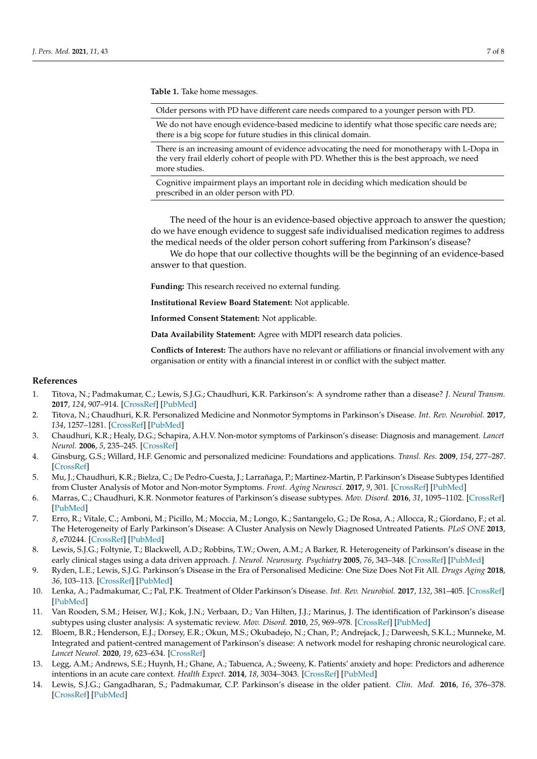**Table 1.** Take home messages.

| Take home messages |
| --- |
| Older persons with PD have different care needs compared to a younger person with PD. |
| We do not have enough evidence-based medicine to identify what those specific care needs are; there is a big scope for future studies in this clinical domain. |
| There is an increasing amount of evidence advocating the need for monotherapy with L-Dopa in the very frail elderly cohort of people with PD. Whether this is the best approach, we need more studies. |
| Cognitive impairment plays an important role in deciding which medication should be prescribed in an older person with PD. |

The need of the hour is an evidence-based objective approach to answer the question; do we have enough evidence to suggest safe individualised medication regimes to address the medical needs of the older person cohort suffering from Parkinson's disease?

We do hope that our collective thoughts will be the beginning of an evidence-based answer to that question.

**Funding:** This research received no external funding.

**Institutional Review Board Statement:** Not applicable.

**Informed Consent Statement:** Not applicable.

**Data Availability Statement:** Agree with MDPI research data policies.

**Conflicts of Interest:** The authors have no relevant or affiliations or financial involvement with any organisation or entity with a financial interest in or conflict with the subject matter.

## References

1. Titova, N.; Padmakumar, C.; Lewis, S.J.G.; Chaudhuri, K.R. Parkinson's: A syndrome rather than a disease? *J. Neural Transm.* **2017**, *124*, 907–914. [CrossRef] [PubMed]
2. Titova, N.; Chaudhuri, K.R. Personalized Medicine and Nonmotor Symptoms in Parkinson's Disease. *Int. Rev. Neurobiol.* **2017**, *134*, 1257–1281. [CrossRef] [PubMed]
3. Chaudhuri, K.R.; Healy, D.G.; Schapira, A.H.V. Non-motor symptoms of Parkinson's disease: Diagnosis and management. *Lancet Neurol.* **2006**, *5*, 235–245. [CrossRef]
4. Ginsburg, G.S.; Willard, H.F. Genomic and personalized medicine: Foundations and applications. *Transl. Res.* **2009**, *154*, 277–287. [CrossRef]
5. Mu, J.; Chaudhuri, K.R.; Bielza, C.; De Pedro-Cuesta, J.; Larrañaga, P.; Martinez-Martin, P. Parkinson's Disease Subtypes Identified from Cluster Analysis of Motor and Non-motor Symptoms. *Front. Aging Neurosci.* **2017**, *9*, 301. [CrossRef] [PubMed]
6. Marras, C.; Chaudhuri, K.R. Nonmotor features of Parkinson's disease subtypes. *Mov. Disord.* **2016**, *31*, 1095–1102. [CrossRef] [PubMed]
7. Erro, R.; Vitale, C.; Amboni, M.; Picillo, M.; Moccia, M.; Longo, K.; Santangelo, G.; De Rosa, A.; Allocca, R.; Giordano, F.; et al. The Heterogeneity of Early Parkinson's Disease: A Cluster Analysis on Newly Diagnosed Untreated Patients. *PLoS ONE* **2013**, *8*, e70244. [CrossRef] [PubMed]
8. Lewis, S.J.G.; Foltynie, T.; Blackwell, A.D.; Robbins, T.W.; Owen, A.M.; A Barker, R. Heterogeneity of Parkinson's disease in the early clinical stages using a data driven approach. *J. Neurol. Neurosurg. Psychiatry* **2005**, *76*, 343–348. [CrossRef] [PubMed]
9. Ryden, L.E.; Lewis, S.J.G. Parkinson's Disease in the Era of Personalised Medicine: One Size Does Not Fit All. *Drugs Aging* **2018**, *36*, 103–113. [CrossRef] [PubMed]
10. Lenka, A.; Padmakumar, C.; Pal, P.K. Treatment of Older Parkinson's Disease. *Int. Rev. Neurobiol.* **2017**, *132*, 381–405. [CrossRef] [PubMed]
11. Van Rooden, S.M.; Heiser, W.J.; Kok, J.N.; Verbaan, D.; Van Hilten, J.J.; Marinus, J. The identification of Parkinson's disease subtypes using cluster analysis: A systematic review. *Mov. Disord.* **2010**, *25*, 969–978. [CrossRef] [PubMed]
12. Bloem, B.R.; Henderson, E.J.; Dorsey, E.R.; Okun, M.S.; Okubadejo, N.; Chan, P.; Andrejack, J.; Darweesh, S.K.L.; Munneke, M. Integrated and patient-centred management of Parkinson's disease: A network model for reshaping chronic neurological care. *Lancet Neurol.* **2020**, *19*, 623–634. [CrossRef]
13. Legg, A.M.; Andrews, S.E.; Huynh, H.; Ghane, A.; Tabuenca, A.; Sweeny, K. Patients' anxiety and hope: Predictors and adherence intentions in an acute care context. *Health Expect.* **2014**, *18*, 3034–3043. [CrossRef] [PubMed]
14. Lewis, S.J.G.; Gangadharan, S.; Padmakumar, C.P. Parkinson's disease in the older patient. *Clin. Med.* **2016**, *16*, 376–378. [CrossRef] [PubMed]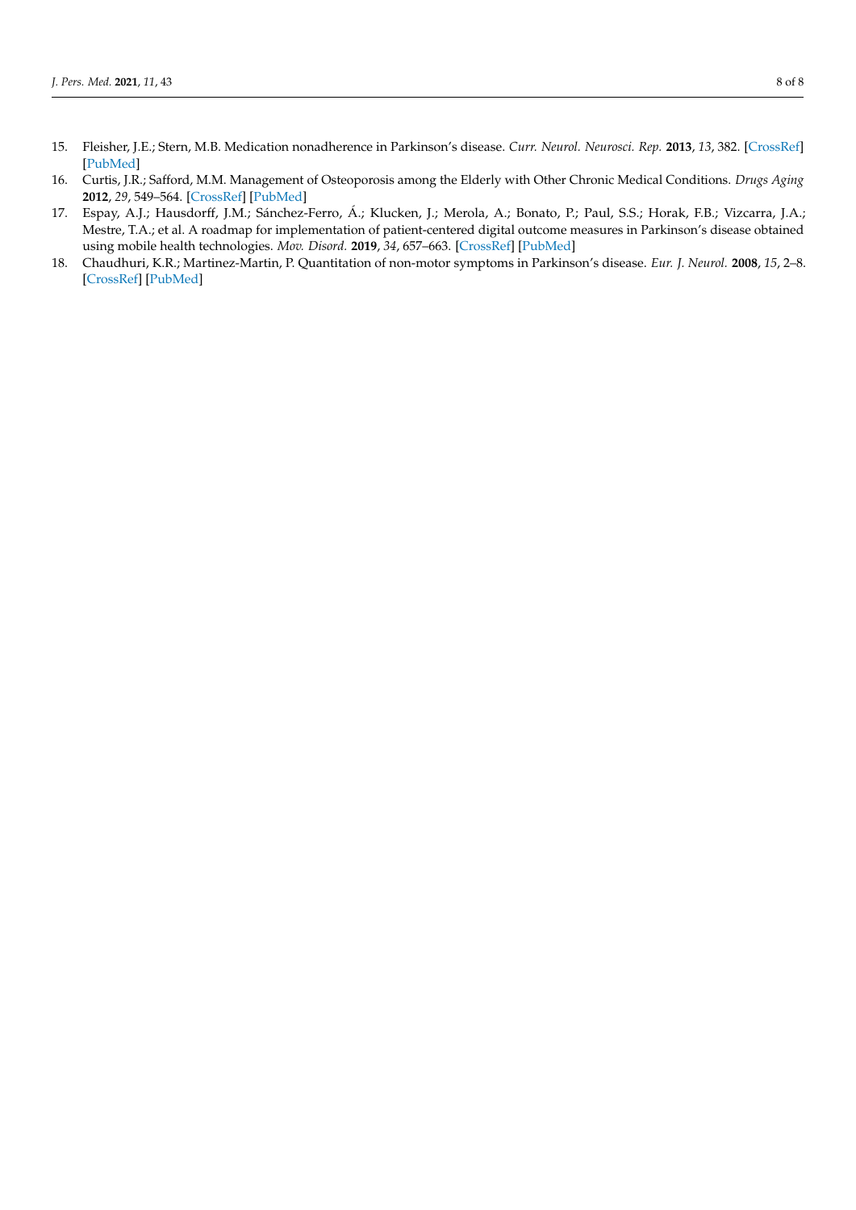15. Fleisher, J.E.; Stern, M.B. Medication nonadherence in Parkinson's disease. *Curr. Neurol. Neurosci. Rep.* **2013**, *13*, 382. [CrossRef] [PubMed]
16. Curtis, J.R.; Safford, M.M. Management of Osteoporosis among the Elderly with Other Chronic Medical Conditions. *Drugs Aging* **2012**, *29*, 549–564. [CrossRef] [PubMed]
17. Espay, A.J.; Hausdorff, J.M.; Sánchez-Ferro, Á.; Klucken, J.; Merola, A.; Bonato, P.; Paul, S.S.; Horak, F.B.; Vizcarra, J.A.; Mestre, T.A.; et al. A roadmap for implementation of patient-centered digital outcome measures in Parkinson's disease obtained using mobile health technologies. *Mov. Disord.* **2019**, *34*, 657–663. [CrossRef] [PubMed]
18. Chaudhuri, K.R.; Martinez-Martin, P. Quantitation of non-motor symptoms in Parkinson's disease. *Eur. J. Neurol.* **2008**, *15*, 2–8. [CrossRef] [PubMed]